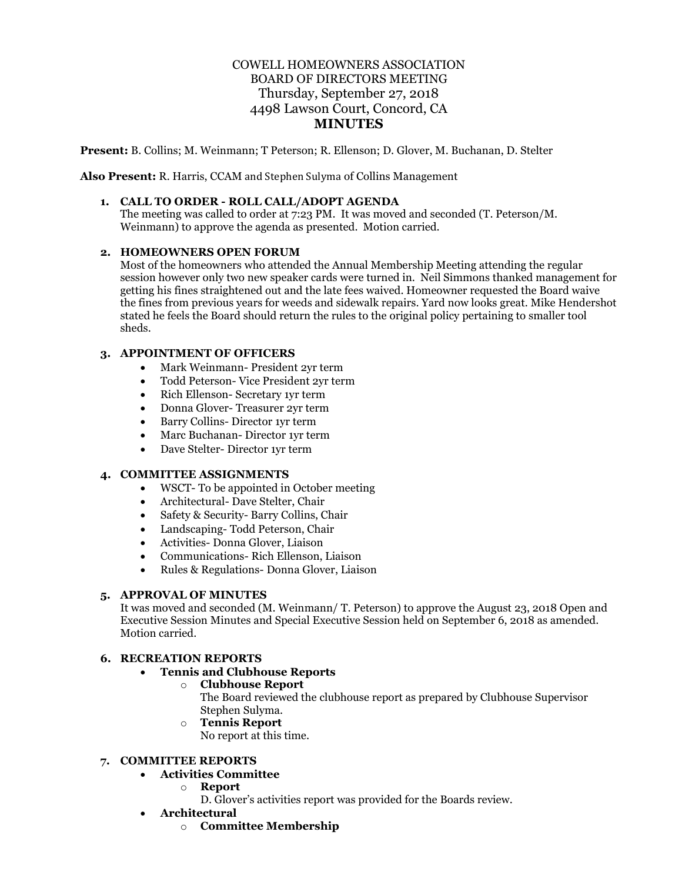# COWELL HOMEOWNERS ASSOCIATION
## BOARD OF DIRECTORS MEETING
### Thursday, September 27, 2018
### 4498 Lawson Court, Concord, CA
## MINUTES

**Present:** B. Collins; M. Weinmann; T Peterson; R. Ellenson; D. Glover, M. Buchanan, D. Stelter

**Also Present:** R. Harris, CCAM and Stephen Sulyma of Collins Management

1. **CALL TO ORDER - ROLL CALL/ADOPT AGENDA**
   The meeting was called to order at 7:23 PM. It was moved and seconded (T. Peterson/M. Weinmann) to approve the agenda as presented. Motion carried.

2. **HOMEOWNERS OPEN FORUM**
   Most of the homeowners who attended the Annual Membership Meeting attending the regular session however only two new speaker cards were turned in. Neil Simmons thanked management for getting his fines straightened out and the late fees waived. Homeowner requested the Board waive the fines from previous years for weeds and sidewalk repairs. Yard now looks great. Mike Hendershot stated he feels the Board should return the rules to the original policy pertaining to smaller tool sheds.

3. **APPOINTMENT OF OFFICERS**
   - Mark Weinmann- President 2yr term
   - Todd Peterson- Vice President 2yr term
   - Rich Ellenson- Secretary 1yr term
   - Donna Glover- Treasurer 2yr term
   - Barry Collins- Director 1yr term
   - Marc Buchanan- Director 1yr term
   - Dave Stelter- Director 1yr term

4. **COMMITTEE ASSIGNMENTS**
   - WSCT- To be appointed in October meeting
   - Architectural- Dave Stelter, Chair
   - Safety & Security- Barry Collins, Chair
   - Landscaping- Todd Peterson, Chair
   - Activities- Donna Glover, Liaison
   - Communications- Rich Ellenson, Liaison
   - Rules & Regulations- Donna Glover, Liaison

5. **APPROVAL OF MINUTES**
   It was moved and seconded (M. Weinmann/ T. Peterson) to approve the August 23, 2018 Open and Executive Session Minutes and Special Executive Session held on September 6, 2018 as amended. Motion carried.

6. **RECREATION REPORTS**
   - **Tennis and Clubhouse Reports**
     - **Clubhouse Report**
       The Board reviewed the clubhouse report as prepared by Clubhouse Supervisor Stephen Sulyma.
     - **Tennis Report**
       No report at this time.

7. **COMMITTEE REPORTS**
   - **Activities Committee**
     - **Report**
       D. Glover's activities report was provided for the Boards review.
   - **Architectural**
     - **Committee Membership**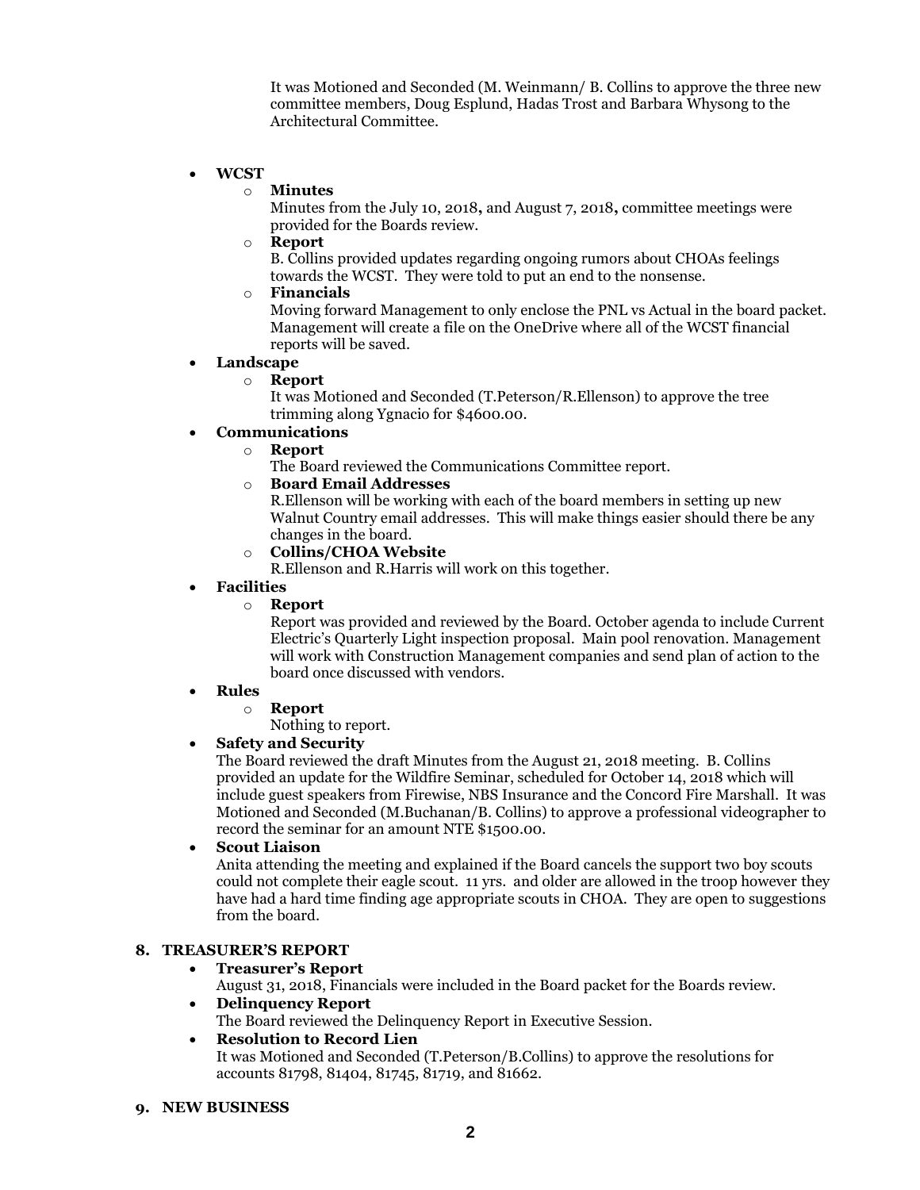It was Motioned and Seconded (M. Weinmann/ B. Collins to approve the three new committee members, Doug Esplund, Hadas Trost and Barbara Whysong to the Architectural Committee.

- **WCST**
  - **Minutes**
    Minutes from the July 10, 2018**,** and August 7, 2018**,** committee meetings were provided for the Boards review.
  - **Report**
    B. Collins provided updates regarding ongoing rumors about CHOAs feelings towards the WCST. They were told to put an end to the nonsense.
  - **Financials**
    Moving forward Management to only enclose the PNL vs Actual in the board packet. Management will create a file on the OneDrive where all of the WCST financial reports will be saved.
- **Landscape**
  - **Report**
    It was Motioned and Seconded (T.Peterson/R.Ellenson) to approve the tree trimming along Ygnacio for $4600.00.
- **Communications**
  - **Report**
    The Board reviewed the Communications Committee report.
  - **Board Email Addresses**
    R.Ellenson will be working with each of the board members in setting up new Walnut Country email addresses. This will make things easier should there be any changes in the board.
  - **Collins/CHOA Website**
    R.Ellenson and R.Harris will work on this together.
- **Facilities**
  - **Report**
    Report was provided and reviewed by the Board. October agenda to include Current Electric's Quarterly Light inspection proposal. Main pool renovation. Management will work with Construction Management companies and send plan of action to the board once discussed with vendors.
- **Rules**
  - **Report**
    Nothing to report.
- **Safety and Security**
  The Board reviewed the draft Minutes from the August 21, 2018 meeting. B. Collins provided an update for the Wildfire Seminar, scheduled for October 14, 2018 which will include guest speakers from Firewise, NBS Insurance and the Concord Fire Marshall. It was Motioned and Seconded (M.Buchanan/B. Collins) to approve a professional videographer to record the seminar for an amount NTE $1500.00.
- **Scout Liaison**
  Anita attending the meeting and explained if the Board cancels the support two boy scouts could not complete their eagle scout. 11 yrs. and older are allowed in the troop however they have had a hard time finding age appropriate scouts in CHOA. They are open to suggestions from the board.

## 8. TREASURER'S REPORT

- **Treasurer's Report**
  August 31, 2018, Financials were included in the Board packet for the Boards review.
- **Delinquency Report**
  The Board reviewed the Delinquency Report in Executive Session.
- **Resolution to Record Lien**
  It was Motioned and Seconded (T.Peterson/B.Collins) to approve the resolutions for accounts 81798, 81404, 81745, 81719, and 81662.

## 9. NEW BUSINESS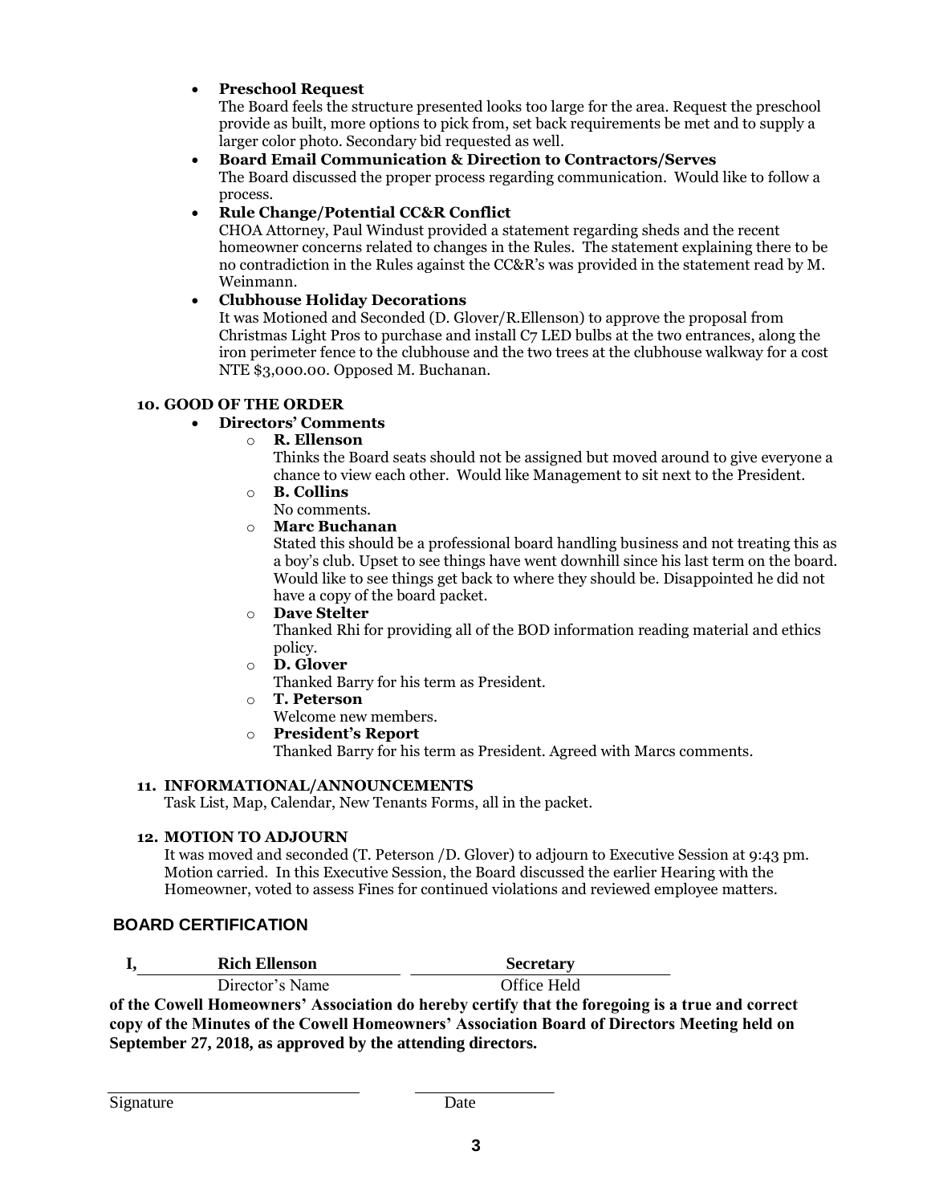- **Preschool Request**
  The Board feels the structure presented looks too large for the area. Request the preschool provide as built, more options to pick from, set back requirements be met and to supply a larger color photo. Secondary bid requested as well.
- **Board Email Communication & Direction to Contractors/Serves**
  The Board discussed the proper process regarding communication. Would like to follow a process.
- **Rule Change/Potential CC&R Conflict**
  CHOA Attorney, Paul Windust provided a statement regarding sheds and the recent homeowner concerns related to changes in the Rules. The statement explaining there to be no contradiction in the Rules against the CC&R's was provided in the statement read by M. Weinmann.
- **Clubhouse Holiday Decorations**
  It was Motioned and Seconded (D. Glover/R.Ellenson) to approve the proposal from Christmas Light Pros to purchase and install C7 LED bulbs at the two entrances, along the iron perimeter fence to the clubhouse and the two trees at the clubhouse walkway for a cost NTE $3,000.00. Opposed M. Buchanan.

**10. GOOD OF THE ORDER**

- **Directors' Comments**
  - **R. Ellenson**
    Thinks the Board seats should not be assigned but moved around to give everyone a chance to view each other. Would like Management to sit next to the President.
  - **B. Collins**
    No comments.
  - **Marc Buchanan**
    Stated this should be a professional board handling business and not treating this as a boy's club. Upset to see things have went downhill since his last term on the board. Would like to see things get back to where they should be. Disappointed he did not have a copy of the board packet.
  - **Dave Stelter**
    Thanked Rhi for providing all of the BOD information reading material and ethics policy.
  - **D. Glover**
    Thanked Barry for his term as President.
  - **T. Peterson**
    Welcome new members.
  - **President's Report**
    Thanked Barry for his term as President. Agreed with Marcs comments.

**11. INFORMATIONAL/ANNOUNCEMENTS**

Task List, Map, Calendar, New Tenants Forms, all in the packet.

**12. MOTION TO ADJOURN**

It was moved and seconded (T. Peterson /D. Glover) to adjourn to Executive Session at 9:43 pm. Motion carried. In this Executive Session, the Board discussed the earlier Hearing with the Homeowner, voted to assess Fines for continued violations and reviewed employee matters.

## BOARD CERTIFICATION

I, **Rich Ellenson** (Director's Name) **Secretary** (Office Held)

**of the Cowell Homeowners' Association do hereby certify that the foregoing is a true and correct copy of the Minutes of the Cowell Homeowners' Association Board of Directors Meeting held on September 27, 2018, as approved by the attending directors.**

Signature ____________________ Date ____________